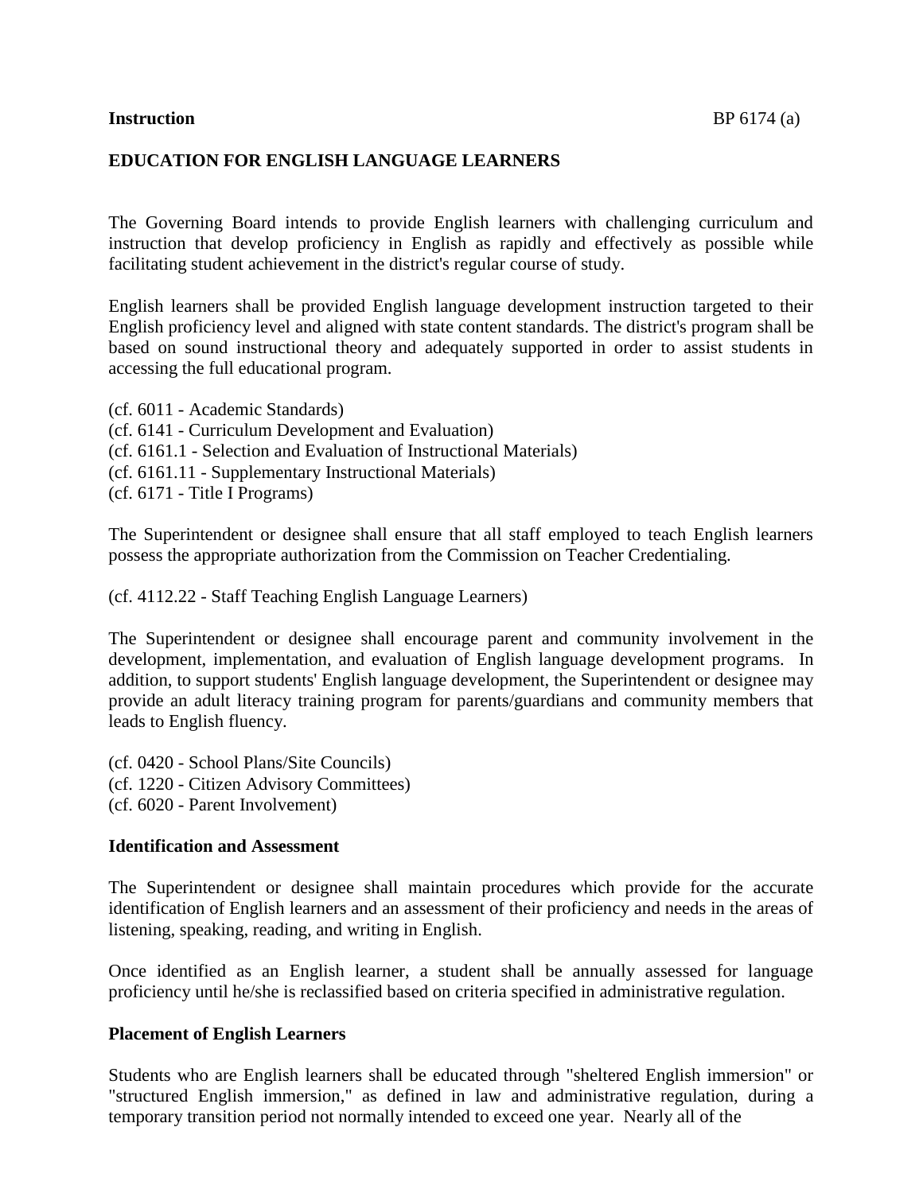**Instruction** BP 6174 (a)

**EDUCATION FOR ENGLISH LANGUAGE LEARNERS**

The Governing Board intends to provide English learners with challenging curriculum and instruction that develop proficiency in English as rapidly and effectively as possible while facilitating student achievement in the district's regular course of study.

English learners shall be provided English language development instruction targeted to their English proficiency level and aligned with state content standards. The district's program shall be based on sound instructional theory and adequately supported in order to assist students in accessing the full educational program.

(cf. 6011 - Academic Standards)
(cf. 6141 - Curriculum Development and Evaluation)
(cf. 6161.1 - Selection and Evaluation of Instructional Materials)
(cf. 6161.11 - Supplementary Instructional Materials)
(cf. 6171 - Title I Programs)

The Superintendent or designee shall ensure that all staff employed to teach English learners possess the appropriate authorization from the Commission on Teacher Credentialing.

(cf. 4112.22 - Staff Teaching English Language Learners)

The Superintendent or designee shall encourage parent and community involvement in the development, implementation, and evaluation of English language development programs. In addition, to support students' English language development, the Superintendent or designee may provide an adult literacy training program for parents/guardians and community members that leads to English fluency.

(cf. 0420 - School Plans/Site Councils)
(cf. 1220 - Citizen Advisory Committees)
(cf. 6020 - Parent Involvement)

**Identification and Assessment**

The Superintendent or designee shall maintain procedures which provide for the accurate identification of English learners and an assessment of their proficiency and needs in the areas of listening, speaking, reading, and writing in English.

Once identified as an English learner, a student shall be annually assessed for language proficiency until he/she is reclassified based on criteria specified in administrative regulation.

**Placement of English Learners**

Students who are English learners shall be educated through "sheltered English immersion" or "structured English immersion," as defined in law and administrative regulation, during a temporary transition period not normally intended to exceed one year. Nearly all of the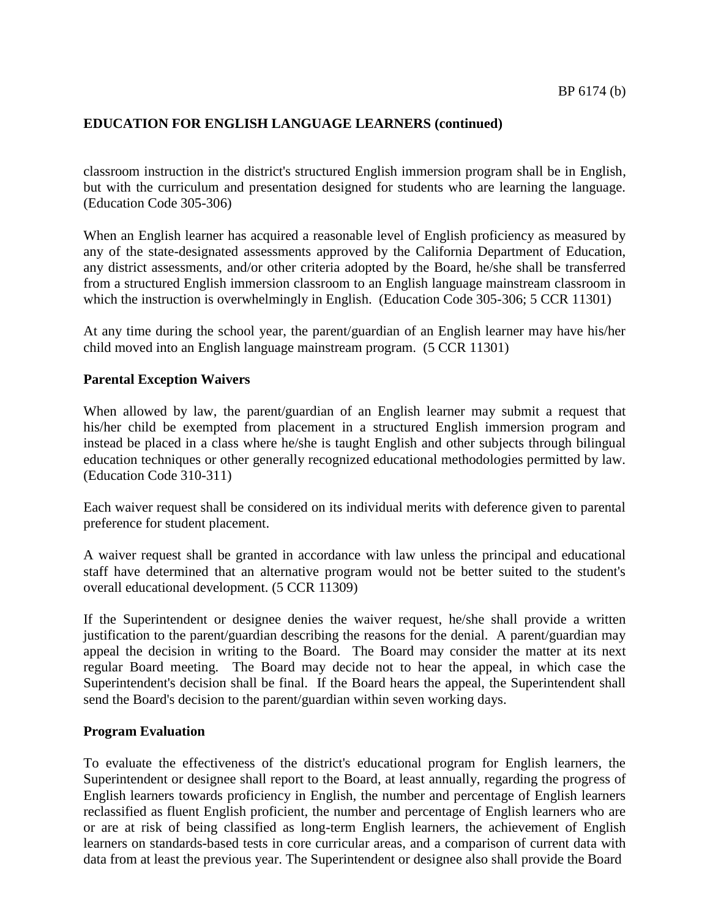classroom instruction in the district's structured English immersion program shall be in English, but with the curriculum and presentation designed for students who are learning the language. (Education Code 305-306)

When an English learner has acquired a reasonable level of English proficiency as measured by any of the state-designated assessments approved by the California Department of Education, any district assessments, and/or other criteria adopted by the Board, he/she shall be transferred from a structured English immersion classroom to an English language mainstream classroom in which the instruction is overwhelmingly in English. (Education Code 305-306; 5 CCR 11301)

At any time during the school year, the parent/guardian of an English learner may have his/her child moved into an English language mainstream program. (5 CCR 11301)

**Parental Exception Waivers**

When allowed by law, the parent/guardian of an English learner may submit a request that his/her child be exempted from placement in a structured English immersion program and instead be placed in a class where he/she is taught English and other subjects through bilingual education techniques or other generally recognized educational methodologies permitted by law. (Education Code 310-311)

Each waiver request shall be considered on its individual merits with deference given to parental preference for student placement.

A waiver request shall be granted in accordance with law unless the principal and educational staff have determined that an alternative program would not be better suited to the student's overall educational development. (5 CCR 11309)

If the Superintendent or designee denies the waiver request, he/she shall provide a written justification to the parent/guardian describing the reasons for the denial. A parent/guardian may appeal the decision in writing to the Board. The Board may consider the matter at its next regular Board meeting. The Board may decide not to hear the appeal, in which case the Superintendent's decision shall be final. If the Board hears the appeal, the Superintendent shall send the Board's decision to the parent/guardian within seven working days.

**Program Evaluation**

To evaluate the effectiveness of the district's educational program for English learners, the Superintendent or designee shall report to the Board, at least annually, regarding the progress of English learners towards proficiency in English, the number and percentage of English learners reclassified as fluent English proficient, the number and percentage of English learners who are or are at risk of being classified as long-term English learners, the achievement of English learners on standards-based tests in core curricular areas, and a comparison of current data with data from at least the previous year. The Superintendent or designee also shall provide the Board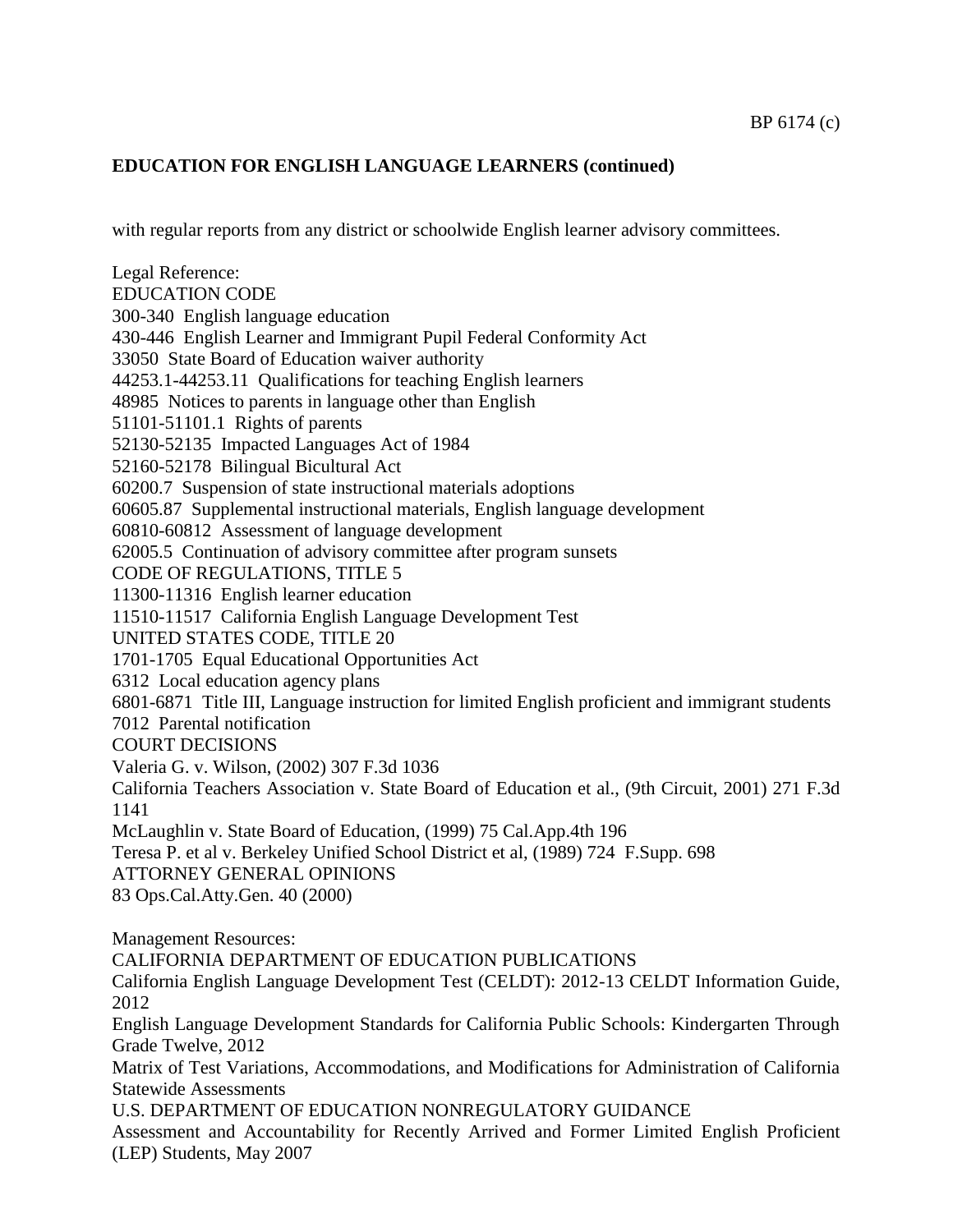**EDUCATION FOR ENGLISH LANGUAGE LEARNERS (continued)**

with regular reports from any district or schoolwide English learner advisory committees.

Legal Reference:
EDUCATION CODE
300-340 English language education
430-446 English Learner and Immigrant Pupil Federal Conformity Act
33050 State Board of Education waiver authority
44253.1-44253.11 Qualifications for teaching English learners
48985 Notices to parents in language other than English
51101-51101.1 Rights of parents
52130-52135 Impacted Languages Act of 1984
52160-52178 Bilingual Bicultural Act
60200.7 Suspension of state instructional materials adoptions
60605.87 Supplemental instructional materials, English language development
60810-60812 Assessment of language development
62005.5 Continuation of advisory committee after program sunsets
CODE OF REGULATIONS, TITLE 5
11300-11316 English learner education
11510-11517 California English Language Development Test
UNITED STATES CODE, TITLE 20
1701-1705 Equal Educational Opportunities Act
6312 Local education agency plans
6801-6871 Title III, Language instruction for limited English proficient and immigrant students
7012 Parental notification
COURT DECISIONS
Valeria G. v. Wilson, (2002) 307 F.3d 1036
California Teachers Association v. State Board of Education et al., (9th Circuit, 2001) 271 F.3d 1141
McLaughlin v. State Board of Education, (1999) 75 Cal.App.4th 196
Teresa P. et al v. Berkeley Unified School District et al, (1989) 724 F.Supp. 698
ATTORNEY GENERAL OPINIONS
83 Ops.Cal.Atty.Gen. 40 (2000)

Management Resources:
CALIFORNIA DEPARTMENT OF EDUCATION PUBLICATIONS
California English Language Development Test (CELDT): 2012-13 CELDT Information Guide, 2012
English Language Development Standards for California Public Schools: Kindergarten Through Grade Twelve, 2012
Matrix of Test Variations, Accommodations, and Modifications for Administration of California Statewide Assessments
U.S. DEPARTMENT OF EDUCATION NONREGULATORY GUIDANCE
Assessment and Accountability for Recently Arrived and Former Limited English Proficient (LEP) Students, May 2007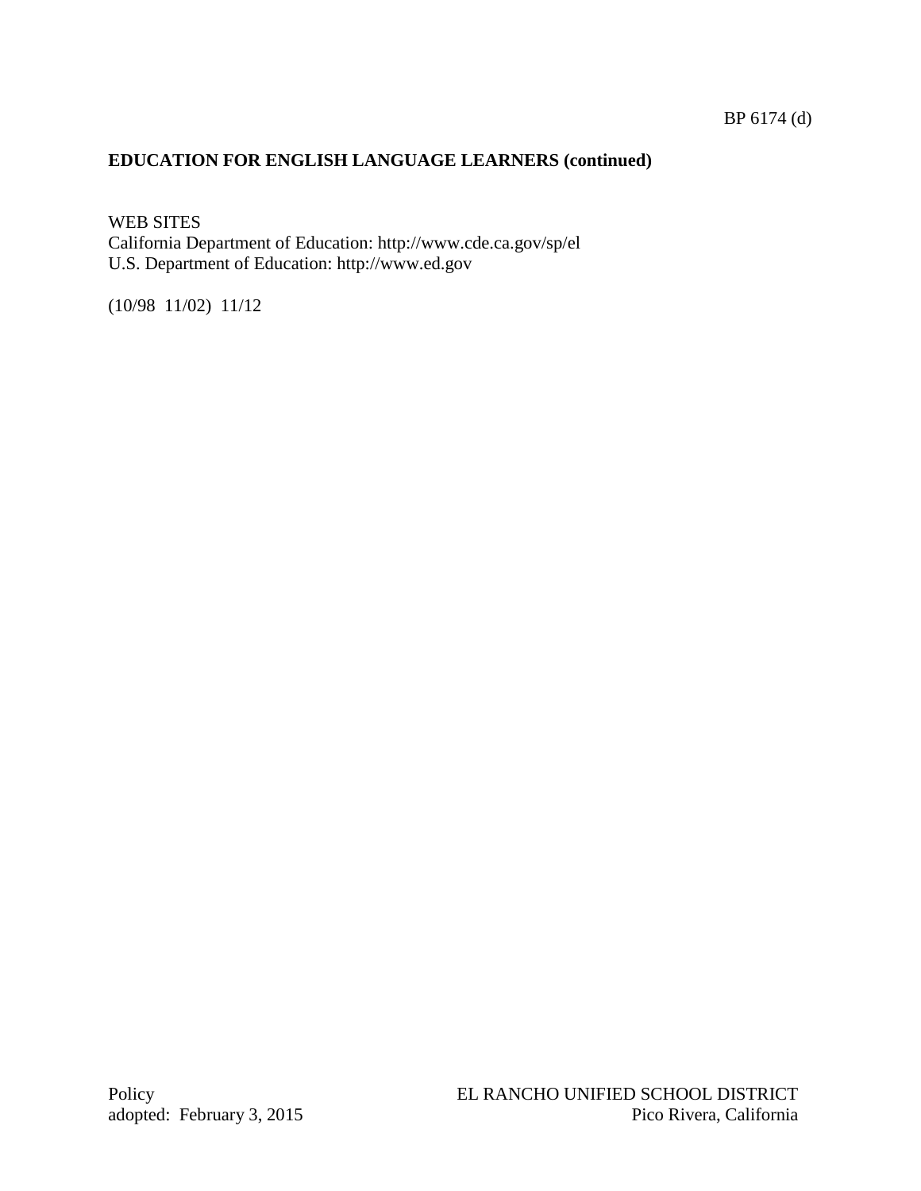**EDUCATION FOR ENGLISH LANGUAGE LEARNERS (continued)**

WEB SITES
California Department of Education: http://www.cde.ca.gov/sp/el
U.S. Department of Education: http://www.ed.gov

(10/98 11/02) 11/12

Policy
adopted: February 3, 2015

EL RANCHO UNIFIED SCHOOL DISTRICT
Pico Rivera, California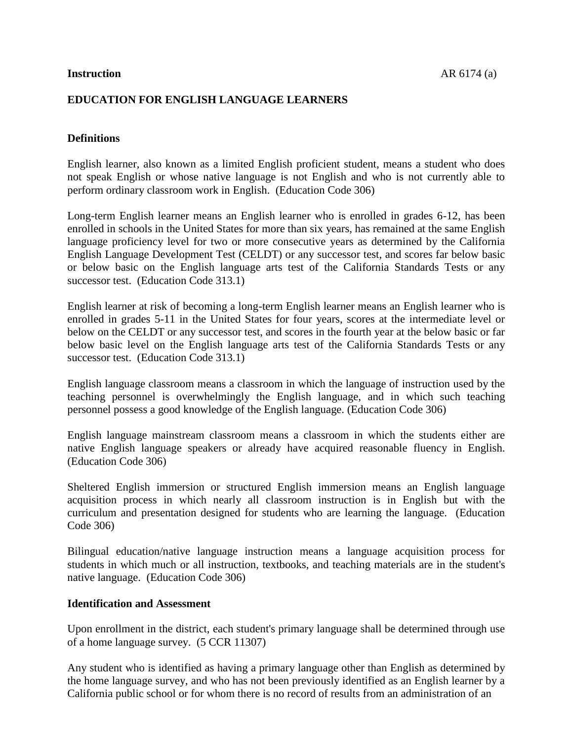**Instruction** AR 6174 (a)

**EDUCATION FOR ENGLISH LANGUAGE LEARNERS**

**Definitions**

English learner, also known as a limited English proficient student, means a student who does not speak English or whose native language is not English and who is not currently able to perform ordinary classroom work in English. (Education Code 306)

Long-term English learner means an English learner who is enrolled in grades 6-12, has been enrolled in schools in the United States for more than six years, has remained at the same English language proficiency level for two or more consecutive years as determined by the California English Language Development Test (CELDT) or any successor test, and scores far below basic or below basic on the English language arts test of the California Standards Tests or any successor test. (Education Code 313.1)

English learner at risk of becoming a long-term English learner means an English learner who is enrolled in grades 5-11 in the United States for four years, scores at the intermediate level or below on the CELDT or any successor test, and scores in the fourth year at the below basic or far below basic level on the English language arts test of the California Standards Tests or any successor test. (Education Code 313.1)

English language classroom means a classroom in which the language of instruction used by the teaching personnel is overwhelmingly the English language, and in which such teaching personnel possess a good knowledge of the English language. (Education Code 306)

English language mainstream classroom means a classroom in which the students either are native English language speakers or already have acquired reasonable fluency in English. (Education Code 306)

Sheltered English immersion or structured English immersion means an English language acquisition process in which nearly all classroom instruction is in English but with the curriculum and presentation designed for students who are learning the language. (Education Code 306)

Bilingual education/native language instruction means a language acquisition process for students in which much or all instruction, textbooks, and teaching materials are in the student's native language. (Education Code 306)

**Identification and Assessment**

Upon enrollment in the district, each student's primary language shall be determined through use of a home language survey. (5 CCR 11307)

Any student who is identified as having a primary language other than English as determined by the home language survey, and who has not been previously identified as an English learner by a California public school or for whom there is no record of results from an administration of an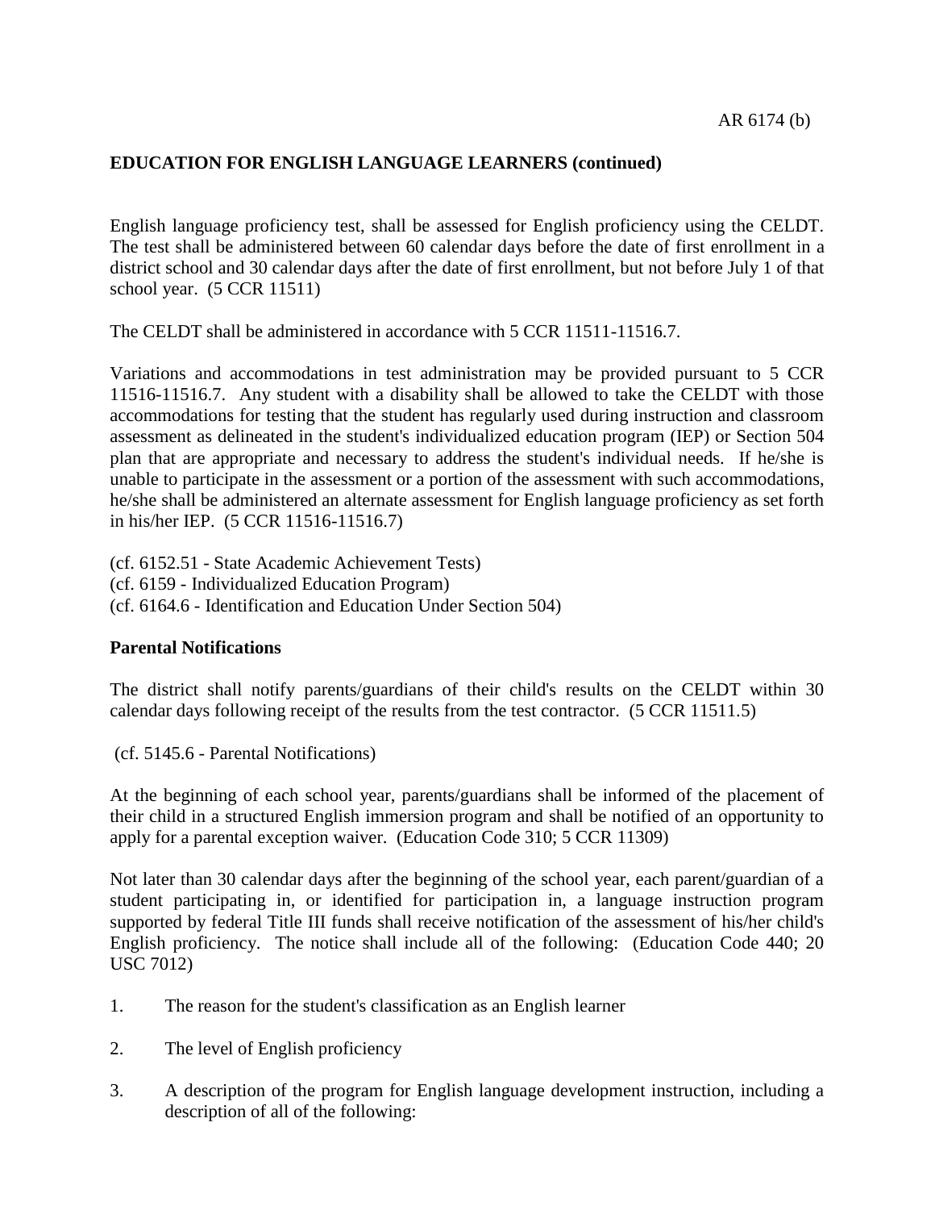**EDUCATION FOR ENGLISH LANGUAGE LEARNERS (continued)**

English language proficiency test, shall be assessed for English proficiency using the CELDT. The test shall be administered between 60 calendar days before the date of first enrollment in a district school and 30 calendar days after the date of first enrollment, but not before July 1 of that school year. (5 CCR 11511)

The CELDT shall be administered in accordance with 5 CCR 11511-11516.7.

Variations and accommodations in test administration may be provided pursuant to 5 CCR 11516-11516.7. Any student with a disability shall be allowed to take the CELDT with those accommodations for testing that the student has regularly used during instruction and classroom assessment as delineated in the student's individualized education program (IEP) or Section 504 plan that are appropriate and necessary to address the student's individual needs. If he/she is unable to participate in the assessment or a portion of the assessment with such accommodations, he/she shall be administered an alternate assessment for English language proficiency as set forth in his/her IEP. (5 CCR 11516-11516.7)

(cf. 6152.51 - State Academic Achievement Tests)
(cf. 6159 - Individualized Education Program)
(cf. 6164.6 - Identification and Education Under Section 504)

**Parental Notifications**

The district shall notify parents/guardians of their child's results on the CELDT within 30 calendar days following receipt of the results from the test contractor. (5 CCR 11511.5)

(cf. 5145.6 - Parental Notifications)

At the beginning of each school year, parents/guardians shall be informed of the placement of their child in a structured English immersion program and shall be notified of an opportunity to apply for a parental exception waiver. (Education Code 310; 5 CCR 11309)

Not later than 30 calendar days after the beginning of the school year, each parent/guardian of a student participating in, or identified for participation in, a language instruction program supported by federal Title III funds shall receive notification of the assessment of his/her child's English proficiency. The notice shall include all of the following: (Education Code 440; 20 USC 7012)

1. The reason for the student's classification as an English learner

2. The level of English proficiency

3. A description of the program for English language development instruction, including a description of all of the following: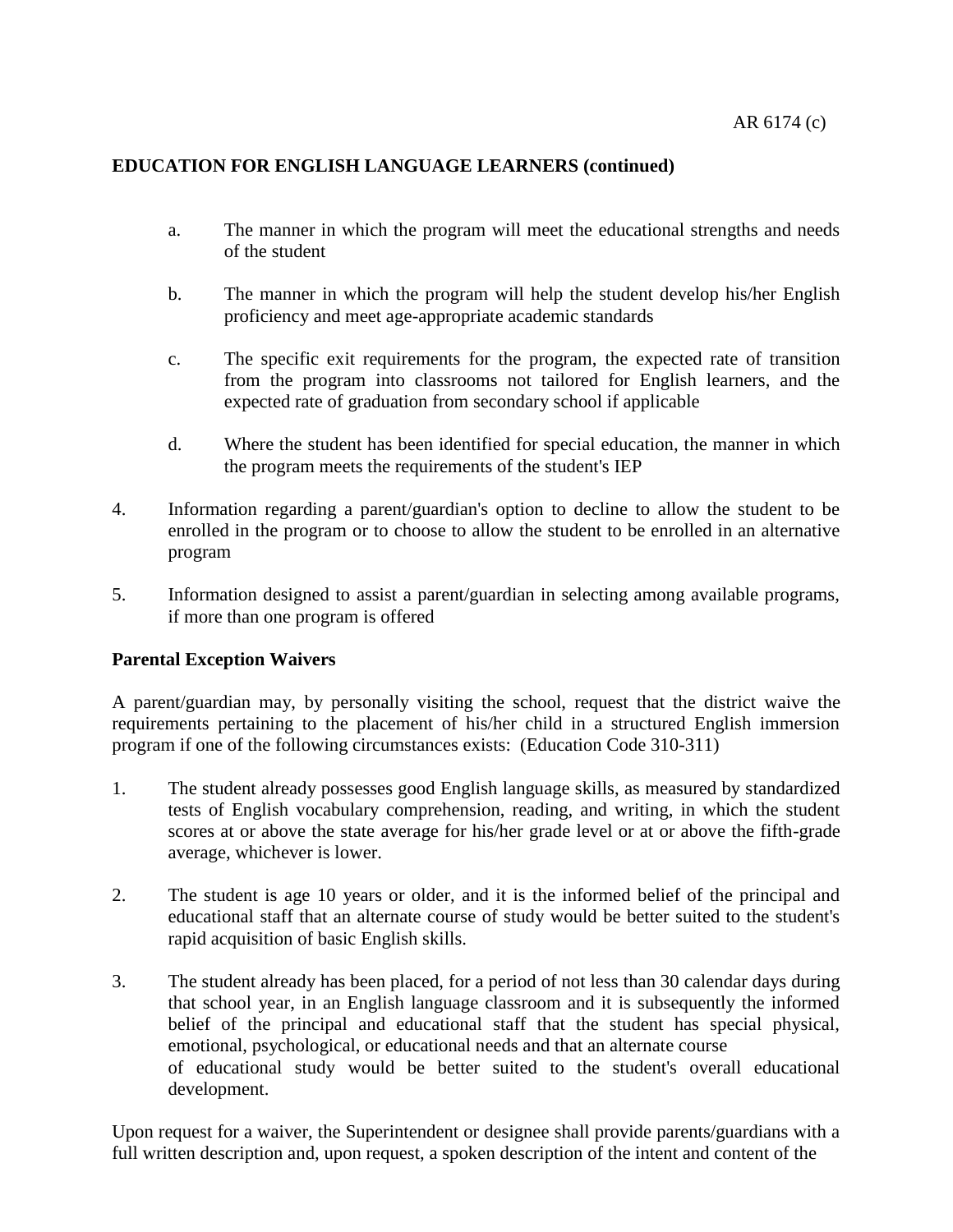**EDUCATION FOR ENGLISH LANGUAGE LEARNERS (continued)**

   a. The manner in which the program will meet the educational strengths and needs of the student

   b. The manner in which the program will help the student develop his/her English proficiency and meet age-appropriate academic standards

   c. The specific exit requirements for the program, the expected rate of transition from the program into classrooms not tailored for English learners, and the expected rate of graduation from secondary school if applicable

   d. Where the student has been identified for special education, the manner in which the program meets the requirements of the student's IEP

4. Information regarding a parent/guardian's option to decline to allow the student to be enrolled in the program or to choose to allow the student to be enrolled in an alternative program

5. Information designed to assist a parent/guardian in selecting among available programs, if more than one program is offered

**Parental Exception Waivers**

A parent/guardian may, by personally visiting the school, request that the district waive the requirements pertaining to the placement of his/her child in a structured English immersion program if one of the following circumstances exists: (Education Code 310-311)

1. The student already possesses good English language skills, as measured by standardized tests of English vocabulary comprehension, reading, and writing, in which the student scores at or above the state average for his/her grade level or at or above the fifth-grade average, whichever is lower.

2. The student is age 10 years or older, and it is the informed belief of the principal and educational staff that an alternate course of study would be better suited to the student's rapid acquisition of basic English skills.

3. The student already has been placed, for a period of not less than 30 calendar days during that school year, in an English language classroom and it is subsequently the informed belief of the principal and educational staff that the student has special physical, emotional, psychological, or educational needs and that an alternate course of educational study would be better suited to the student's overall educational development.

Upon request for a waiver, the Superintendent or designee shall provide parents/guardians with a full written description and, upon request, a spoken description of the intent and content of the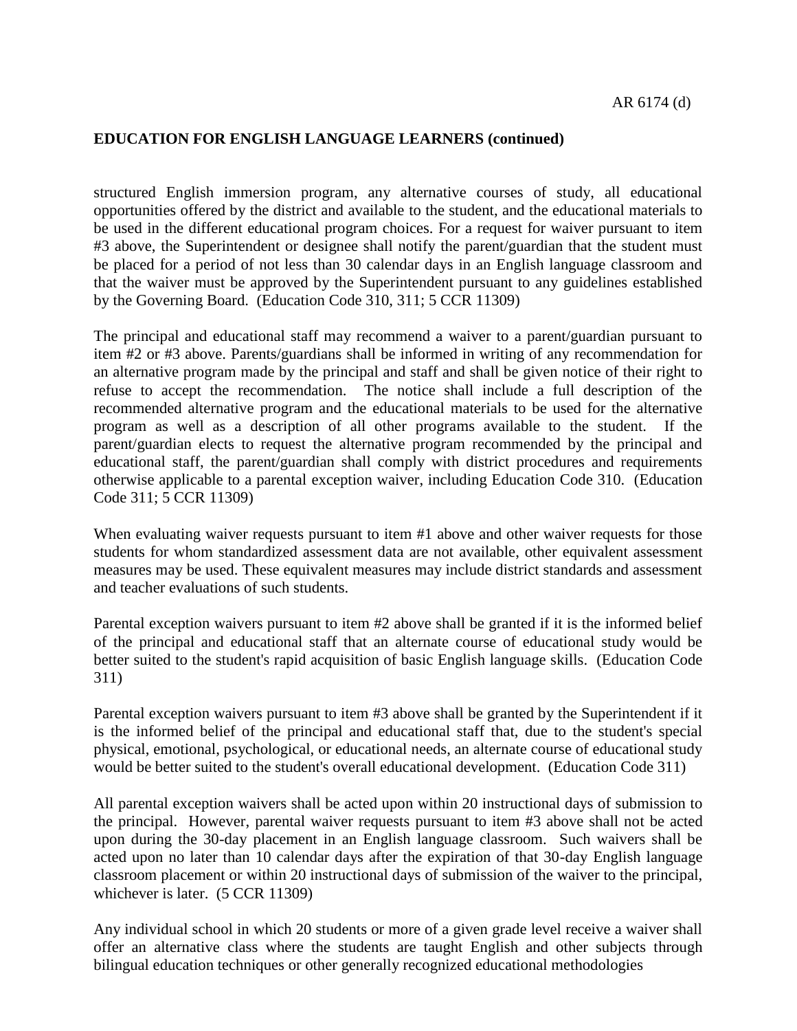structured English immersion program, any alternative courses of study, all educational opportunities offered by the district and available to the student, and the educational materials to be used in the different educational program choices. For a request for waiver pursuant to item #3 above, the Superintendent or designee shall notify the parent/guardian that the student must be placed for a period of not less than 30 calendar days in an English language classroom and that the waiver must be approved by the Superintendent pursuant to any guidelines established by the Governing Board. (Education Code 310, 311; 5 CCR 11309)

The principal and educational staff may recommend a waiver to a parent/guardian pursuant to item #2 or #3 above. Parents/guardians shall be informed in writing of any recommendation for an alternative program made by the principal and staff and shall be given notice of their right to refuse to accept the recommendation. The notice shall include a full description of the recommended alternative program and the educational materials to be used for the alternative program as well as a description of all other programs available to the student. If the parent/guardian elects to request the alternative program recommended by the principal and educational staff, the parent/guardian shall comply with district procedures and requirements otherwise applicable to a parental exception waiver, including Education Code 310. (Education Code 311; 5 CCR 11309)

When evaluating waiver requests pursuant to item #1 above and other waiver requests for those students for whom standardized assessment data are not available, other equivalent assessment measures may be used. These equivalent measures may include district standards and assessment and teacher evaluations of such students.

Parental exception waivers pursuant to item #2 above shall be granted if it is the informed belief of the principal and educational staff that an alternate course of educational study would be better suited to the student's rapid acquisition of basic English language skills. (Education Code 311)

Parental exception waivers pursuant to item #3 above shall be granted by the Superintendent if it is the informed belief of the principal and educational staff that, due to the student's special physical, emotional, psychological, or educational needs, an alternate course of educational study would be better suited to the student's overall educational development. (Education Code 311)

All parental exception waivers shall be acted upon within 20 instructional days of submission to the principal. However, parental waiver requests pursuant to item #3 above shall not be acted upon during the 30-day placement in an English language classroom. Such waivers shall be acted upon no later than 10 calendar days after the expiration of that 30-day English language classroom placement or within 20 instructional days of submission of the waiver to the principal, whichever is later. (5 CCR 11309)

Any individual school in which 20 students or more of a given grade level receive a waiver shall offer an alternative class where the students are taught English and other subjects through bilingual education techniques or other generally recognized educational methodologies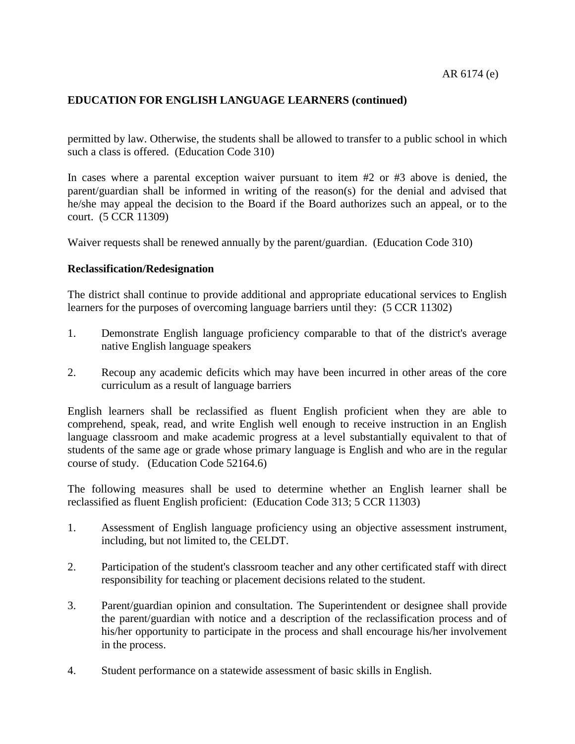permitted by law. Otherwise, the students shall be allowed to transfer to a public school in which such a class is offered. (Education Code 310)

In cases where a parental exception waiver pursuant to item #2 or #3 above is denied, the parent/guardian shall be informed in writing of the reason(s) for the denial and advised that he/she may appeal the decision to the Board if the Board authorizes such an appeal, or to the court. (5 CCR 11309)

Waiver requests shall be renewed annually by the parent/guardian. (Education Code 310)

**Reclassification/Redesignation**

The district shall continue to provide additional and appropriate educational services to English learners for the purposes of overcoming language barriers until they: (5 CCR 11302)

1. Demonstrate English language proficiency comparable to that of the district's average native English language speakers

2. Recoup any academic deficits which may have been incurred in other areas of the core curriculum as a result of language barriers

English learners shall be reclassified as fluent English proficient when they are able to comprehend, speak, read, and write English well enough to receive instruction in an English language classroom and make academic progress at a level substantially equivalent to that of students of the same age or grade whose primary language is English and who are in the regular course of study. (Education Code 52164.6)

The following measures shall be used to determine whether an English learner shall be reclassified as fluent English proficient: (Education Code 313; 5 CCR 11303)

1. Assessment of English language proficiency using an objective assessment instrument, including, but not limited to, the CELDT.

2. Participation of the student's classroom teacher and any other certificated staff with direct responsibility for teaching or placement decisions related to the student.

3. Parent/guardian opinion and consultation. The Superintendent or designee shall provide the parent/guardian with notice and a description of the reclassification process and of his/her opportunity to participate in the process and shall encourage his/her involvement in the process.

4. Student performance on a statewide assessment of basic skills in English.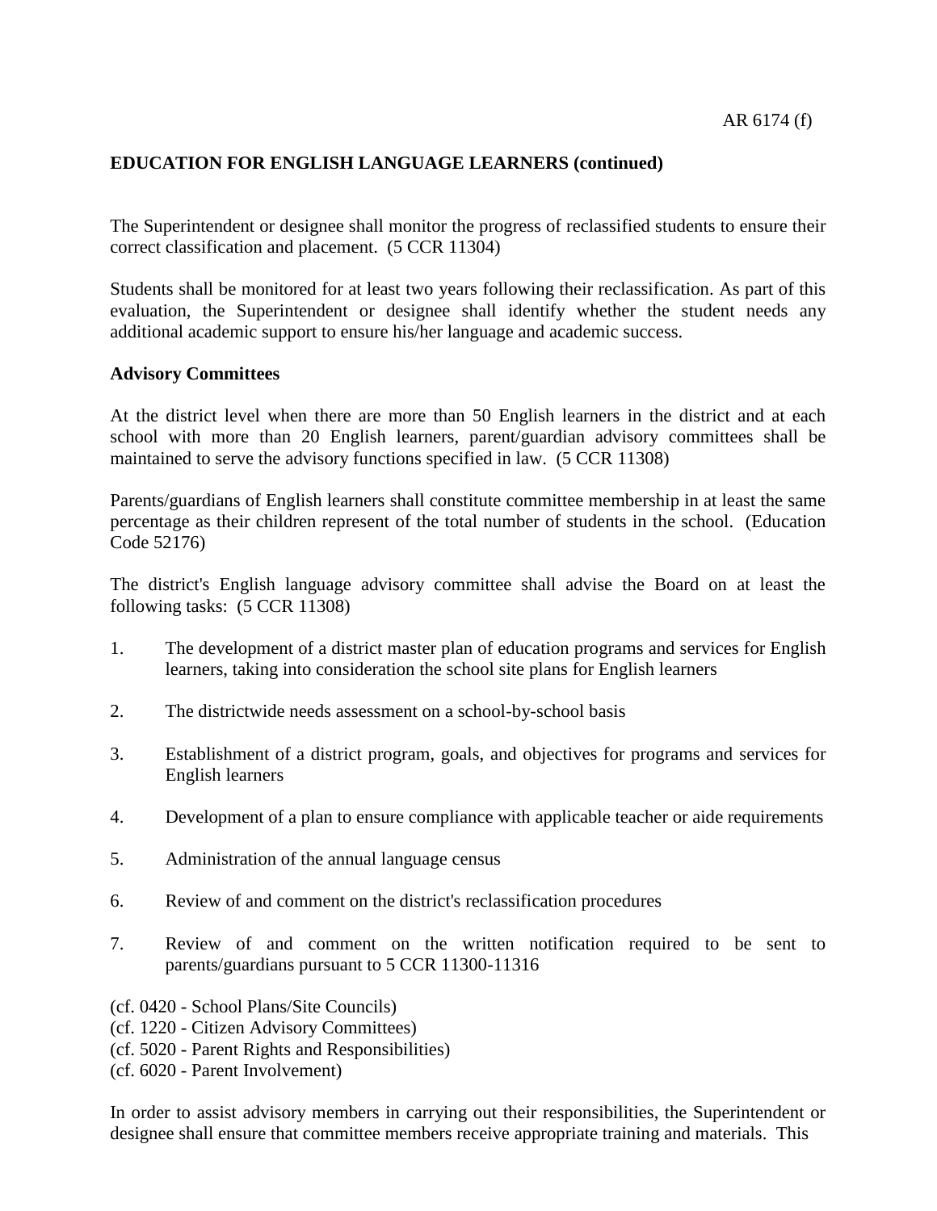**EDUCATION FOR ENGLISH LANGUAGE LEARNERS (continued)**

The Superintendent or designee shall monitor the progress of reclassified students to ensure their correct classification and placement. (5 CCR 11304)

Students shall be monitored for at least two years following their reclassification. As part of this evaluation, the Superintendent or designee shall identify whether the student needs any additional academic support to ensure his/her language and academic success.

**Advisory Committees**

At the district level when there are more than 50 English learners in the district and at each school with more than 20 English learners, parent/guardian advisory committees shall be maintained to serve the advisory functions specified in law. (5 CCR 11308)

Parents/guardians of English learners shall constitute committee membership in at least the same percentage as their children represent of the total number of students in the school. (Education Code 52176)

The district's English language advisory committee shall advise the Board on at least the following tasks: (5 CCR 11308)

1. The development of a district master plan of education programs and services for English learners, taking into consideration the school site plans for English learners

2. The districtwide needs assessment on a school-by-school basis

3. Establishment of a district program, goals, and objectives for programs and services for English learners

4. Development of a plan to ensure compliance with applicable teacher or aide requirements

5. Administration of the annual language census

6. Review of and comment on the district's reclassification procedures

7. Review of and comment on the written notification required to be sent to parents/guardians pursuant to 5 CCR 11300-11316

(cf. 0420 - School Plans/Site Councils)
(cf. 1220 - Citizen Advisory Committees)
(cf. 5020 - Parent Rights and Responsibilities)
(cf. 6020 - Parent Involvement)

In order to assist advisory members in carrying out their responsibilities, the Superintendent or designee shall ensure that committee members receive appropriate training and materials. This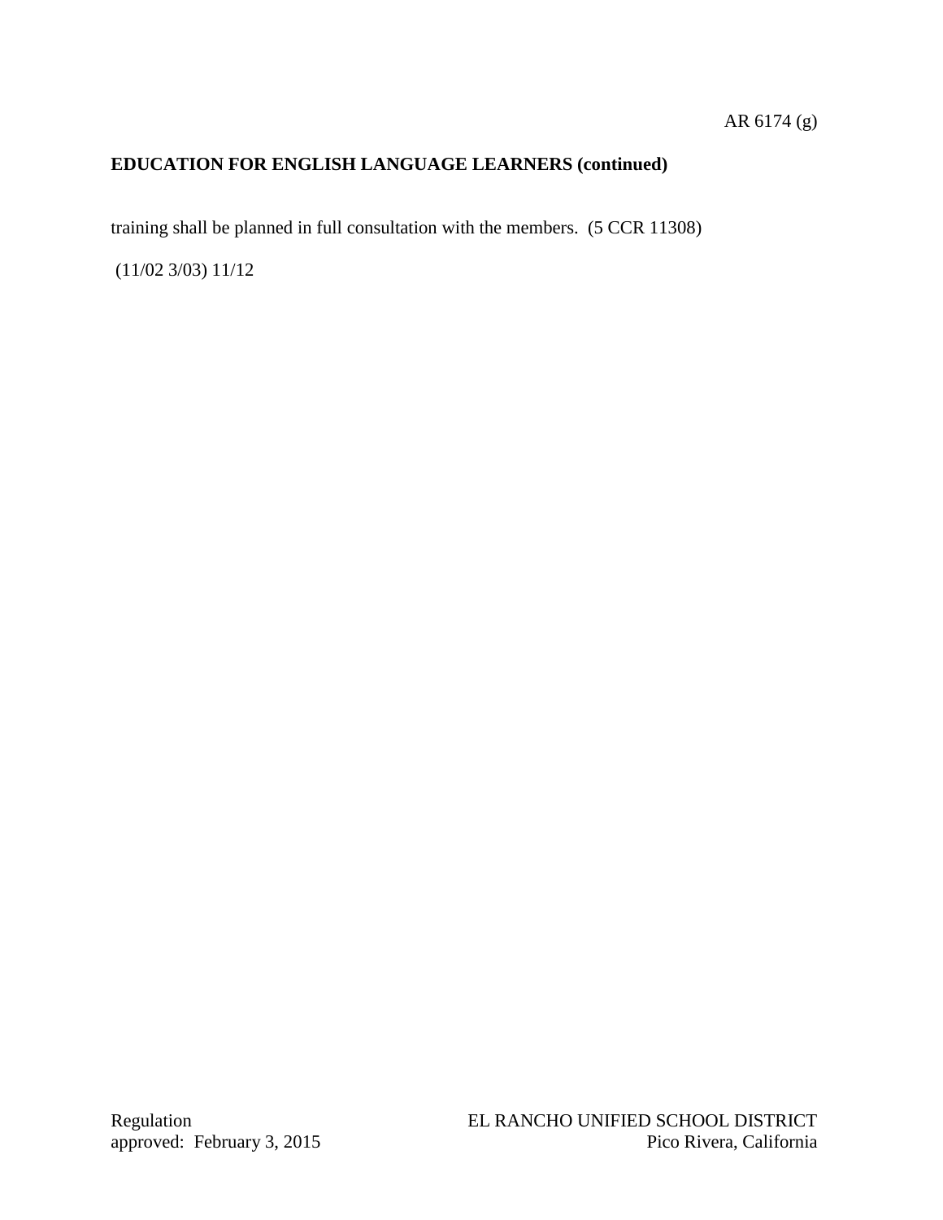training shall be planned in full consultation with the members. (5 CCR 11308)

(11/02 3/03) 11/12

Regulation
approved: February 3, 2015

EL RANCHO UNIFIED SCHOOL DISTRICT
Pico Rivera, California